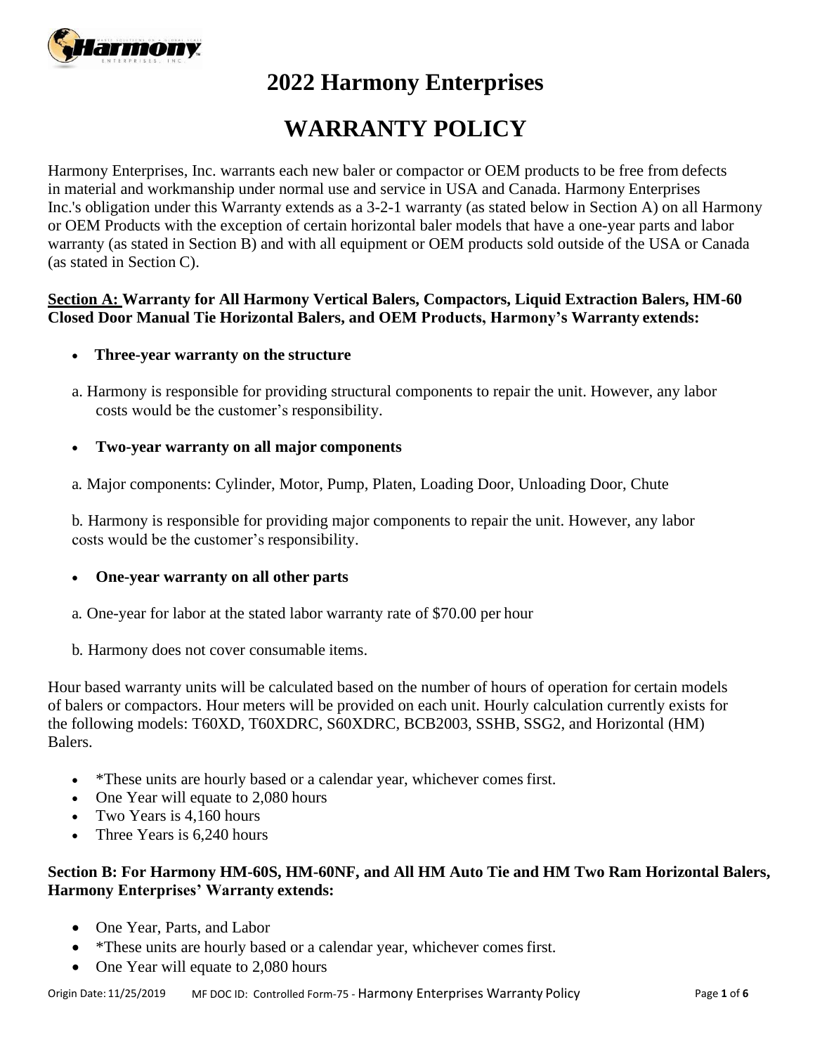# 2022 Harmony Enterprises

# WARRANTY POLICY

Harmony Enterprises, Inc. warrants each new baler or compactor or OEM products to be free from defects in material and workmanship under normal use and service in USA and Canada. Harmony Enterprises Inc.'s obligation under this Warranty extends as a 3-2-1 warranty (as stated below in Section A) on all Harmony or OEM Products with the exception of certain horizontal baler models that have a one-year parts and labor warranty (as stated in Section B) and with all equipment or OEM products sold outside of the USA or Canada (as stated in Section C).

**Section A: Warranty for All Harmony Vertical Balers, Compactors, Liquid Extraction Balers, HM-60 Closed Door Manual Tie Horizontal Balers, and OEM Products, Harmony's Warranty extends:**

- **Three-year warranty on the structure**

a. Harmony is responsible for providing structural components to repair the unit. However, any labor costs would be the customer's responsibility.

- **Two-year warranty on all major components**

a. Major components: Cylinder, Motor, Pump, Platen, Loading Door, Unloading Door, Chute

b. Harmony is responsible for providing major components to repair the unit. However, any labor costs would be the customer's responsibility.

- **One-year warranty on all other parts**

a. One-year for labor at the stated labor warranty rate of $70.00 per hour

b. Harmony does not cover consumable items.

Hour based warranty units will be calculated based on the number of hours of operation for certain models of balers or compactors. Hour meters will be provided on each unit. Hourly calculation currently exists for the following models: T60XD, T60XDRC, S60XDRC, BCB2003, SSHB, SSG2, and Horizontal (HM) Balers.

- *These units are hourly based or a calendar year, whichever comes first.
- One Year will equate to 2,080 hours
- Two Years is 4,160 hours
- Three Years is 6,240 hours

**Section B: For Harmony HM-60S, HM-60NF, and All HM Auto Tie and HM Two Ram Horizontal Balers, Harmony Enterprises' Warranty extends:**

- One Year, Parts, and Labor
- *These units are hourly based or a calendar year, whichever comes first.
- One Year will equate to 2,080 hours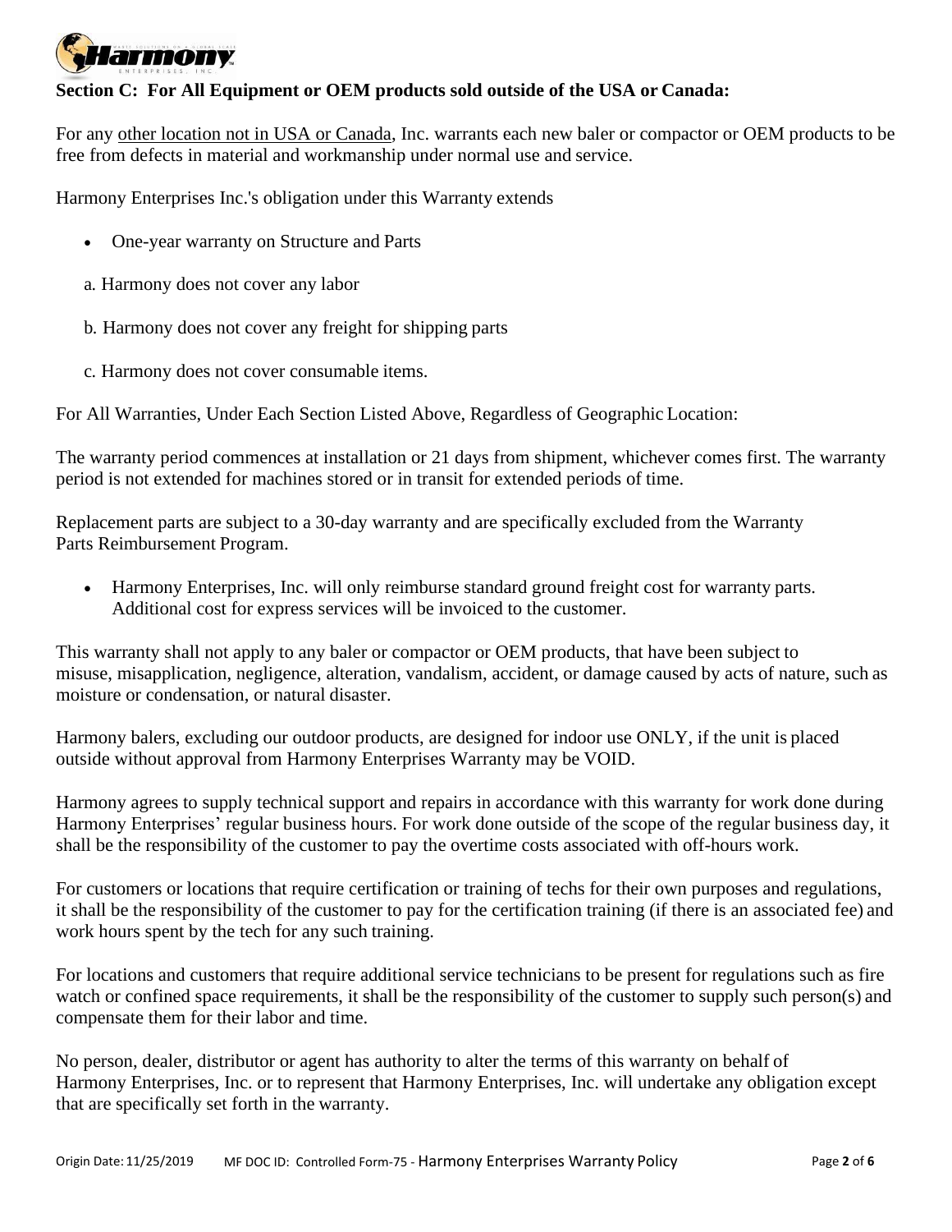## Section C: For All Equipment or OEM products sold outside of the USA or Canada:

For any other location not in USA or Canada, Inc. warrants each new baler or compactor or OEM products to be free from defects in material and workmanship under normal use and service.

Harmony Enterprises Inc.'s obligation under this Warranty extends

- One-year warranty on Structure and Parts

a. Harmony does not cover any labor

b. Harmony does not cover any freight for shipping parts

c. Harmony does not cover consumable items.

For All Warranties, Under Each Section Listed Above, Regardless of Geographic Location:

The warranty period commences at installation or 21 days from shipment, whichever comes first. The warranty period is not extended for machines stored or in transit for extended periods of time.

Replacement parts are subject to a 30-day warranty and are specifically excluded from the Warranty Parts Reimbursement Program.

- Harmony Enterprises, Inc. will only reimburse standard ground freight cost for warranty parts. Additional cost for express services will be invoiced to the customer.

This warranty shall not apply to any baler or compactor or OEM products, that have been subject to misuse, misapplication, negligence, alteration, vandalism, accident, or damage caused by acts of nature, such as moisture or condensation, or natural disaster.

Harmony balers, excluding our outdoor products, are designed for indoor use ONLY, if the unit is placed outside without approval from Harmony Enterprises Warranty may be VOID.

Harmony agrees to supply technical support and repairs in accordance with this warranty for work done during Harmony Enterprises' regular business hours. For work done outside of the scope of the regular business day, it shall be the responsibility of the customer to pay the overtime costs associated with off-hours work.

For customers or locations that require certification or training of techs for their own purposes and regulations, it shall be the responsibility of the customer to pay for the certification training (if there is an associated fee) and work hours spent by the tech for any such training.

For locations and customers that require additional service technicians to be present for regulations such as fire watch or confined space requirements, it shall be the responsibility of the customer to supply such person(s) and compensate them for their labor and time.

No person, dealer, distributor or agent has authority to alter the terms of this warranty on behalf of Harmony Enterprises, Inc. or to represent that Harmony Enterprises, Inc. will undertake any obligation except that are specifically set forth in the warranty.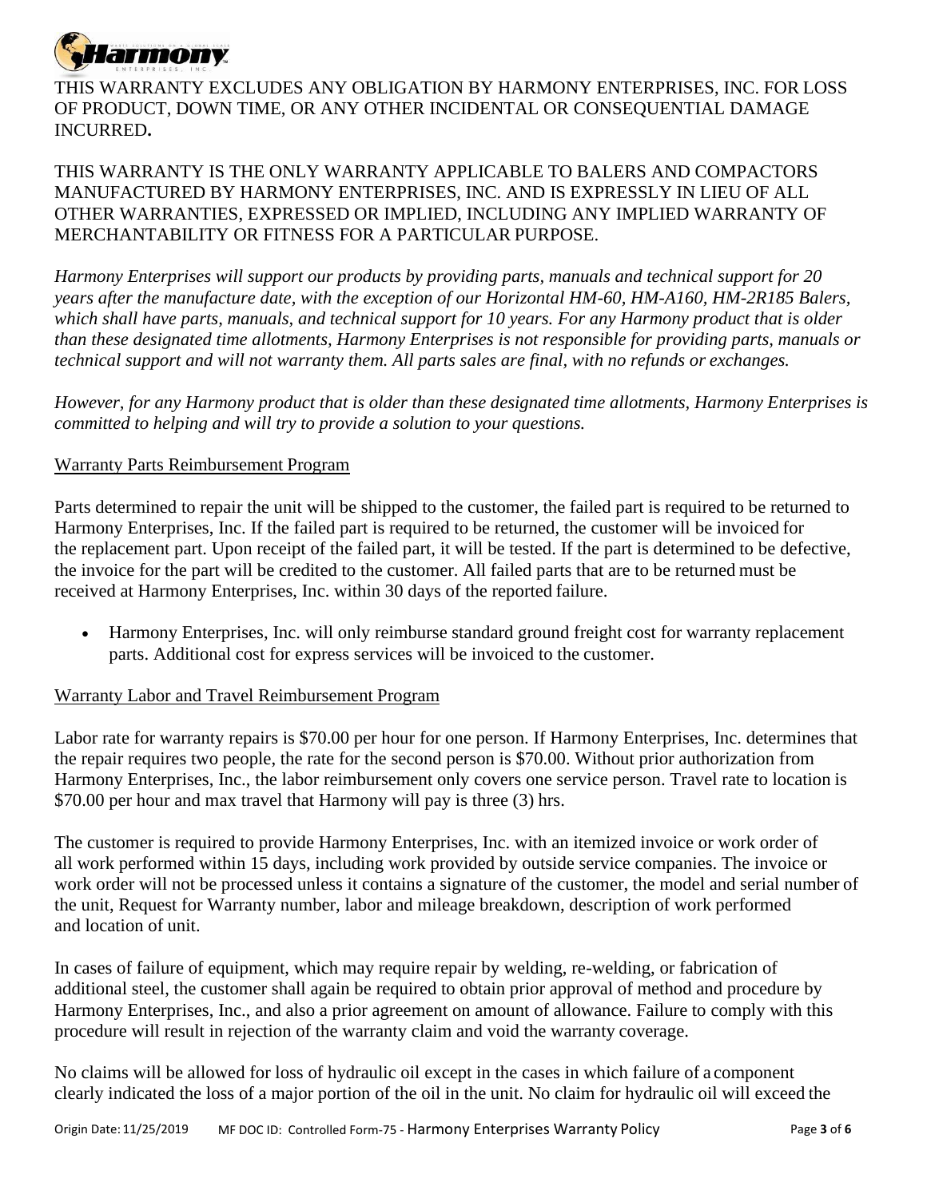THIS WARRANTY EXCLUDES ANY OBLIGATION BY HARMONY ENTERPRISES, INC. FOR LOSS OF PRODUCT, DOWN TIME, OR ANY OTHER INCIDENTAL OR CONSEQUENTIAL DAMAGE INCURRED**.**

THIS WARRANTY IS THE ONLY WARRANTY APPLICABLE TO BALERS AND COMPACTORS MANUFACTURED BY HARMONY ENTERPRISES, INC. AND IS EXPRESSLY IN LIEU OF ALL OTHER WARRANTIES, EXPRESSED OR IMPLIED, INCLUDING ANY IMPLIED WARRANTY OF MERCHANTABILITY OR FITNESS FOR A PARTICULAR PURPOSE.

*Harmony Enterprises will support our products by providing parts, manuals and technical support for 20 years after the manufacture date, with the exception of our Horizontal HM-60, HM-A160, HM-2R185 Balers, which shall have parts, manuals, and technical support for 10 years. For any Harmony product that is older than these designated time allotments, Harmony Enterprises is not responsible for providing parts, manuals or technical support and will not warranty them. All parts sales are final, with no refunds or exchanges.*

*However, for any Harmony product that is older than these designated time allotments, Harmony Enterprises is committed to helping and will try to provide a solution to your questions.*

<u>Warranty Parts Reimbursement Program</u>

Parts determined to repair the unit will be shipped to the customer, the failed part is required to be returned to Harmony Enterprises, Inc. If the failed part is required to be returned, the customer will be invoiced for the replacement part. Upon receipt of the failed part, it will be tested. If the part is determined to be defective, the invoice for the part will be credited to the customer. All failed parts that are to be returned must be received at Harmony Enterprises, Inc. within 30 days of the reported failure.

- Harmony Enterprises, Inc. will only reimburse standard ground freight cost for warranty replacement parts. Additional cost for express services will be invoiced to the customer.

<u>Warranty Labor and Travel Reimbursement Program</u>

Labor rate for warranty repairs is $70.00 per hour for one person. If Harmony Enterprises, Inc. determines that the repair requires two people, the rate for the second person is $70.00. Without prior authorization from Harmony Enterprises, Inc., the labor reimbursement only covers one service person. Travel rate to location is $70.00 per hour and max travel that Harmony will pay is three (3) hrs.

The customer is required to provide Harmony Enterprises, Inc. with an itemized invoice or work order of all work performed within 15 days, including work provided by outside service companies. The invoice or work order will not be processed unless it contains a signature of the customer, the model and serial number of the unit, Request for Warranty number, labor and mileage breakdown, description of work performed and location of unit.

In cases of failure of equipment, which may require repair by welding, re-welding, or fabrication of additional steel, the customer shall again be required to obtain prior approval of method and procedure by Harmony Enterprises, Inc., and also a prior agreement on amount of allowance. Failure to comply with this procedure will result in rejection of the warranty claim and void the warranty coverage.

No claims will be allowed for loss of hydraulic oil except in the cases in which failure of a component clearly indicated the loss of a major portion of the oil in the unit. No claim for hydraulic oil will exceed the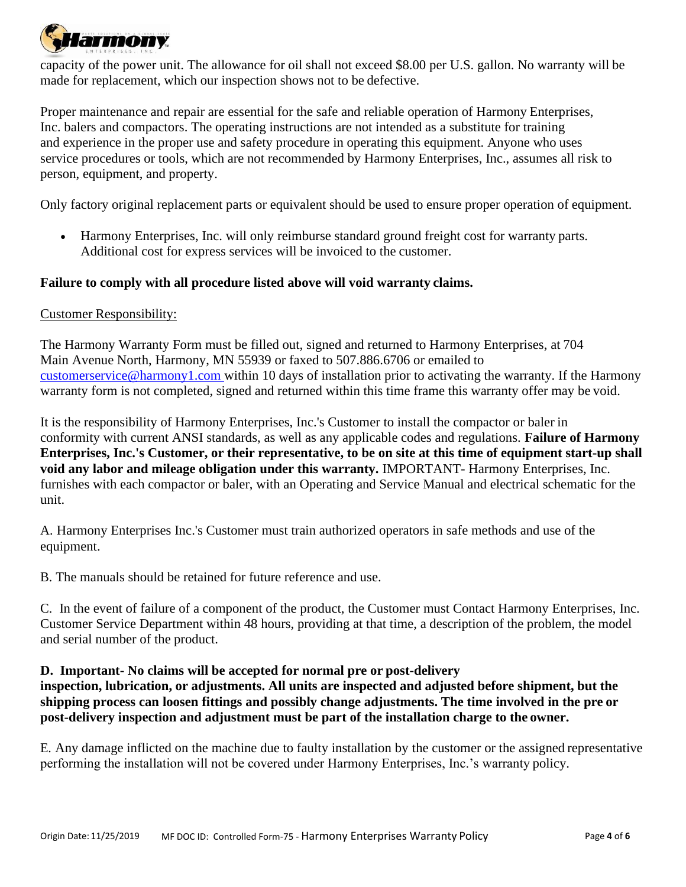capacity of the power unit. The allowance for oil shall not exceed $8.00 per U.S. gallon. No warranty will be made for replacement, which our inspection shows not to be defective.

Proper maintenance and repair are essential for the safe and reliable operation of Harmony Enterprises, Inc. balers and compactors. The operating instructions are not intended as a substitute for training and experience in the proper use and safety procedure in operating this equipment. Anyone who uses service procedures or tools, which are not recommended by Harmony Enterprises, Inc., assumes all risk to person, equipment, and property.

Only factory original replacement parts or equivalent should be used to ensure proper operation of equipment.

- Harmony Enterprises, Inc. will only reimburse standard ground freight cost for warranty parts. Additional cost for express services will be invoiced to the customer.

**Failure to comply with all procedure listed above will void warranty claims.**

Customer Responsibility:

The Harmony Warranty Form must be filled out, signed and returned to Harmony Enterprises, at 704 Main Avenue North, Harmony, MN 55939 or faxed to 507.886.6706 or emailed to customerservice@harmony1.com within 10 days of installation prior to activating the warranty. If the Harmony warranty form is not completed, signed and returned within this time frame this warranty offer may be void.

It is the responsibility of Harmony Enterprises, Inc.'s Customer to install the compactor or baler in conformity with current ANSI standards, as well as any applicable codes and regulations. **Failure of Harmony Enterprises, Inc.'s Customer, or their representative, to be on site at this time of equipment start-up shall void any labor and mileage obligation under this warranty.** IMPORTANT- Harmony Enterprises, Inc. furnishes with each compactor or baler, with an Operating and Service Manual and electrical schematic for the unit.

A. Harmony Enterprises Inc.'s Customer must train authorized operators in safe methods and use of the equipment.

B. The manuals should be retained for future reference and use.

C. In the event of failure of a component of the product, the Customer must Contact Harmony Enterprises, Inc. Customer Service Department within 48 hours, providing at that time, a description of the problem, the model and serial number of the product.

**D. Important- No claims will be accepted for normal pre or post-delivery inspection, lubrication, or adjustments. All units are inspected and adjusted before shipment, but the shipping process can loosen fittings and possibly change adjustments. The time involved in the pre or post-delivery inspection and adjustment must be part of the installation charge to the owner.**

E. Any damage inflicted on the machine due to faulty installation by the customer or the assigned representative performing the installation will not be covered under Harmony Enterprises, Inc.'s warranty policy.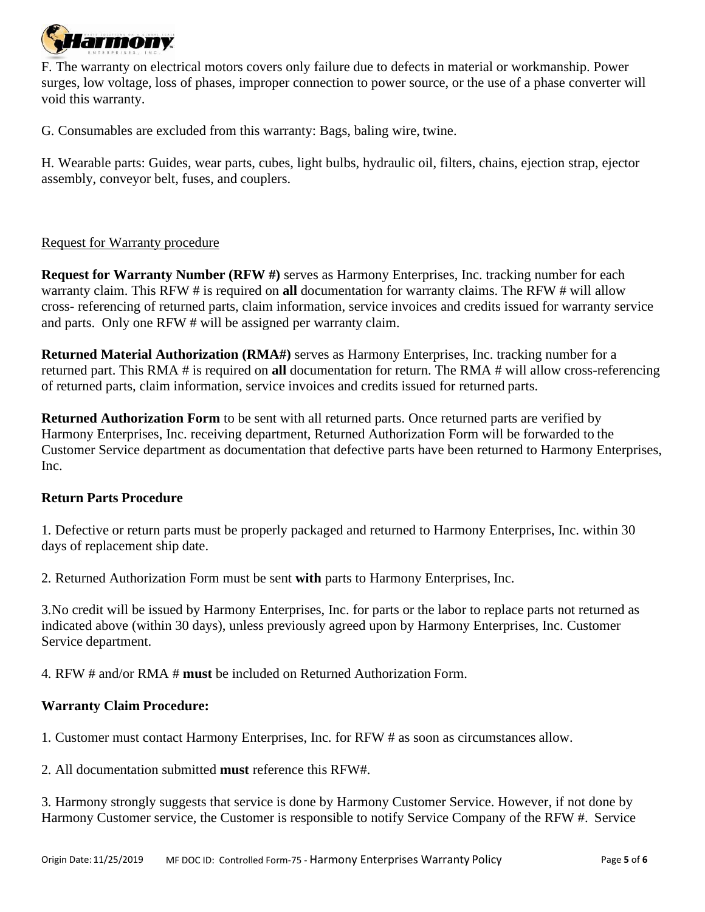F. The warranty on electrical motors covers only failure due to defects in material or workmanship. Power surges, low voltage, loss of phases, improper connection to power source, or the use of a phase converter will void this warranty.

G. Consumables are excluded from this warranty: Bags, baling wire, twine.

H. Wearable parts: Guides, wear parts, cubes, light bulbs, hydraulic oil, filters, chains, ejection strap, ejector assembly, conveyor belt, fuses, and couplers.

Request for Warranty procedure

**Request for Warranty Number (RFW #)** serves as Harmony Enterprises, Inc. tracking number for each warranty claim. This RFW # is required on **all** documentation for warranty claims. The RFW # will allow cross- referencing of returned parts, claim information, service invoices and credits issued for warranty service and parts. Only one RFW # will be assigned per warranty claim.

**Returned Material Authorization (RMA#)** serves as Harmony Enterprises, Inc. tracking number for a returned part. This RMA # is required on **all** documentation for return. The RMA # will allow cross-referencing of returned parts, claim information, service invoices and credits issued for returned parts.

**Returned Authorization Form** to be sent with all returned parts. Once returned parts are verified by Harmony Enterprises, Inc. receiving department, Returned Authorization Form will be forwarded to the Customer Service department as documentation that defective parts have been returned to Harmony Enterprises, Inc.

**Return Parts Procedure**

1. Defective or return parts must be properly packaged and returned to Harmony Enterprises, Inc. within 30 days of replacement ship date.

2. Returned Authorization Form must be sent **with** parts to Harmony Enterprises, Inc.

3.No credit will be issued by Harmony Enterprises, Inc. for parts or the labor to replace parts not returned as indicated above (within 30 days), unless previously agreed upon by Harmony Enterprises, Inc. Customer Service department.

4. RFW # and/or RMA # **must** be included on Returned Authorization Form.

**Warranty Claim Procedure:**

1. Customer must contact Harmony Enterprises, Inc. for RFW # as soon as circumstances allow.

2. All documentation submitted **must** reference this RFW#.

3. Harmony strongly suggests that service is done by Harmony Customer Service. However, if not done by Harmony Customer service, the Customer is responsible to notify Service Company of the RFW #. Service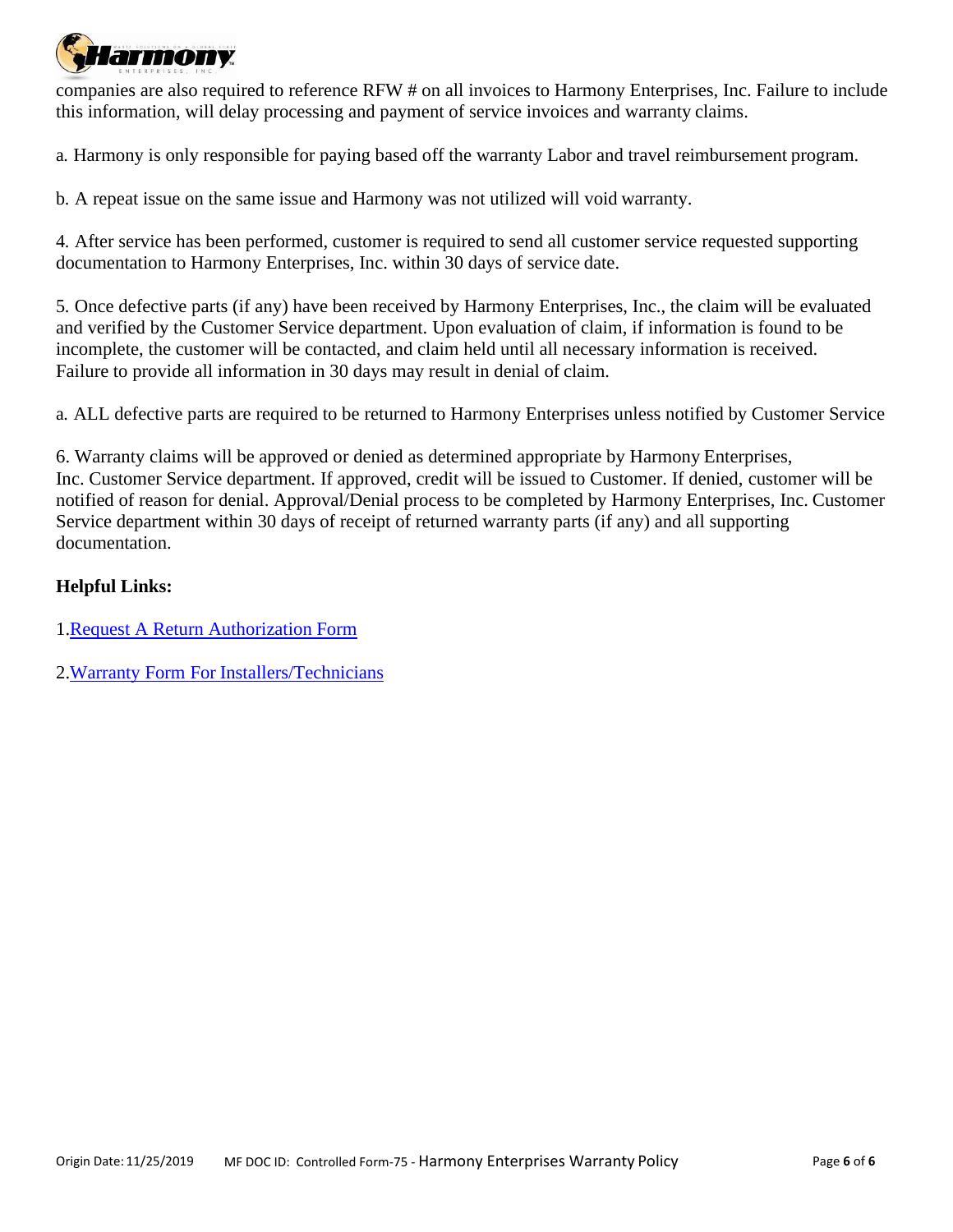companies are also required to reference RFW # on all invoices to Harmony Enterprises, Inc. Failure to include this information, will delay processing and payment of service invoices and warranty claims.

a. Harmony is only responsible for paying based off the warranty Labor and travel reimbursement program.

b. A repeat issue on the same issue and Harmony was not utilized will void warranty.

4. After service has been performed, customer is required to send all customer service requested supporting documentation to Harmony Enterprises, Inc. within 30 days of service date.

5. Once defective parts (if any) have been received by Harmony Enterprises, Inc., the claim will be evaluated and verified by the Customer Service department. Upon evaluation of claim, if information is found to be incomplete, the customer will be contacted, and claim held until all necessary information is received. Failure to provide all information in 30 days may result in denial of claim.

a. ALL defective parts are required to be returned to Harmony Enterprises unless notified by Customer Service

6. Warranty claims will be approved or denied as determined appropriate by Harmony Enterprises, Inc. Customer Service department. If approved, credit will be issued to Customer. If denied, customer will be notified of reason for denial. Approval/Denial process to be completed by Harmony Enterprises, Inc. Customer Service department within 30 days of receipt of returned warranty parts (if any) and all supporting documentation.

**Helpful Links:**

1. Request A Return Authorization Form

2. Warranty Form For Installers/Technicians